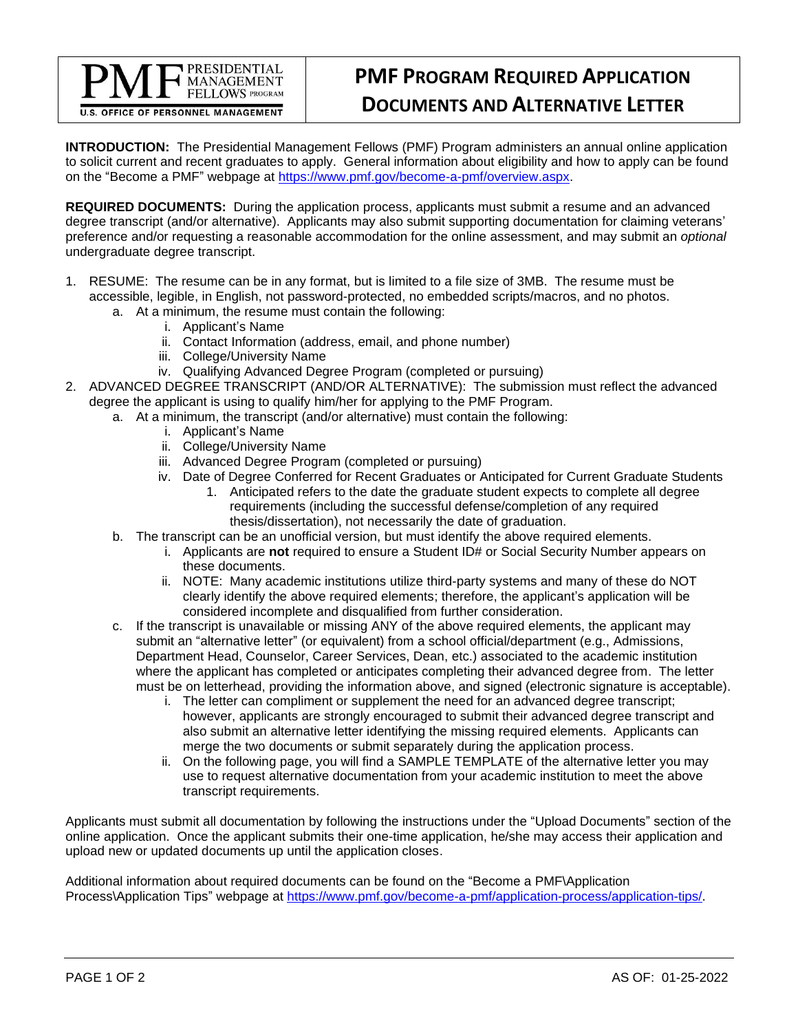PRESIDENTIAL MANAGEMENT FELLOWS PROGRAM
U.S. OFFICE OF PERSONNEL MANAGEMENT

# PMF PROGRAM REQUIRED APPLICATION DOCUMENTS AND ALTERNATIVE LETTER

**INTRODUCTION:** The Presidential Management Fellows (PMF) Program administers an annual online application to solicit current and recent graduates to apply. General information about eligibility and how to apply can be found on the "Become a PMF" webpage at https://www.pmf.gov/become-a-pmf/overview.aspx.

**REQUIRED DOCUMENTS:** During the application process, applicants must submit a resume and an advanced degree transcript (and/or alternative). Applicants may also submit supporting documentation for claiming veterans' preference and/or requesting a reasonable accommodation for the online assessment, and may submit an *optional* undergraduate degree transcript.

1. RESUME: The resume can be in any format, but is limited to a file size of 3MB. The resume must be accessible, legible, in English, not password-protected, no embedded scripts/macros, and no photos.
   a. At a minimum, the resume must contain the following:
      i. Applicant's Name
      ii. Contact Information (address, email, and phone number)
      iii. College/University Name
      iv. Qualifying Advanced Degree Program (completed or pursuing)
2. ADVANCED DEGREE TRANSCRIPT (AND/OR ALTERNATIVE): The submission must reflect the advanced degree the applicant is using to qualify him/her for applying to the PMF Program.
   a. At a minimum, the transcript (and/or alternative) must contain the following:
      i. Applicant's Name
      ii. College/University Name
      iii. Advanced Degree Program (completed or pursuing)
      iv. Date of Degree Conferred for Recent Graduates or Anticipated for Current Graduate Students
         1. Anticipated refers to the date the graduate student expects to complete all degree requirements (including the successful defense/completion of any required thesis/dissertation), not necessarily the date of graduation.
   b. The transcript can be an unofficial version, but must identify the above required elements.
      i. Applicants are **not** required to ensure a Student ID# or Social Security Number appears on these documents.
      ii. NOTE: Many academic institutions utilize third-party systems and many of these do NOT clearly identify the above required elements; therefore, the applicant's application will be considered incomplete and disqualified from further consideration.
   c. If the transcript is unavailable or missing ANY of the above required elements, the applicant may submit an "alternative letter" (or equivalent) from a school official/department (e.g., Admissions, Department Head, Counselor, Career Services, Dean, etc.) associated to the academic institution where the applicant has completed or anticipates completing their advanced degree from. The letter must be on letterhead, providing the information above, and signed (electronic signature is acceptable).
      i. The letter can compliment or supplement the need for an advanced degree transcript; however, applicants are strongly encouraged to submit their advanced degree transcript and also submit an alternative letter identifying the missing required elements. Applicants can merge the two documents or submit separately during the application process.
      ii. On the following page, you will find a SAMPLE TEMPLATE of the alternative letter you may use to request alternative documentation from your academic institution to meet the above transcript requirements.

Applicants must submit all documentation by following the instructions under the "Upload Documents" section of the online application. Once the applicant submits their one-time application, he/she may access their application and upload new or updated documents up until the application closes.

Additional information about required documents can be found on the "Become a PMF\Application Process\Application Tips" webpage at https://www.pmf.gov/become-a-pmf/application-process/application-tips/.

AS OF: 01-25-2022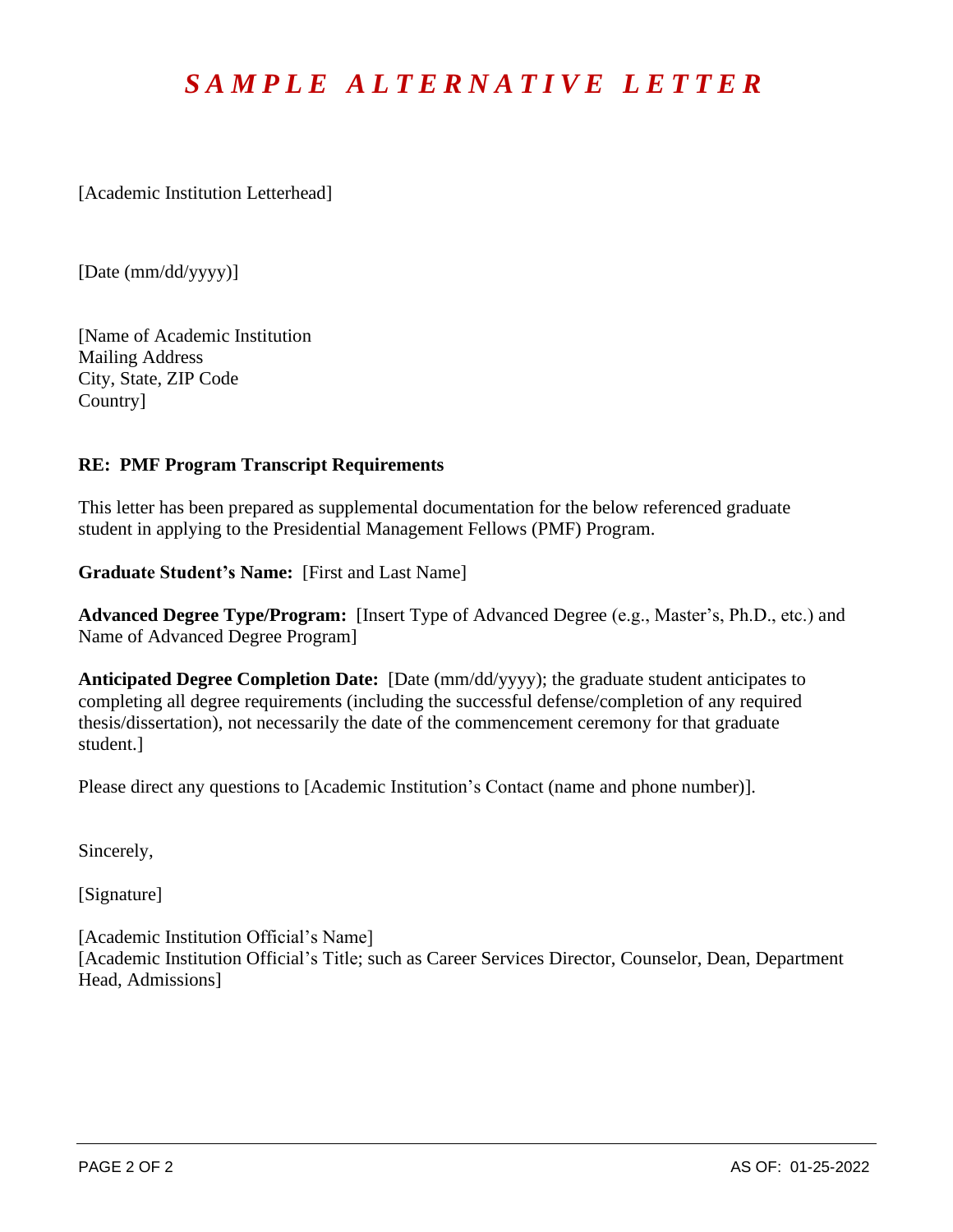# *SAMPLE ALTERNATIVE LETTER*

[Academic Institution Letterhead]

[Date (mm/dd/yyyy)]

[Name of Academic Institution
Mailing Address
City, State, ZIP Code
Country]

**RE: PMF Program Transcript Requirements**

This letter has been prepared as supplemental documentation for the below referenced graduate student in applying to the Presidential Management Fellows (PMF) Program.

**Graduate Student's Name:** [First and Last Name]

**Advanced Degree Type/Program:** [Insert Type of Advanced Degree (e.g., Master's, Ph.D., etc.) and Name of Advanced Degree Program]

**Anticipated Degree Completion Date:** [Date (mm/dd/yyyy); the graduate student anticipates to completing all degree requirements (including the successful defense/completion of any required thesis/dissertation), not necessarily the date of the commencement ceremony for that graduate student.]

Please direct any questions to [Academic Institution's Contact (name and phone number)].

Sincerely,

[Signature]

[Academic Institution Official's Name]
[Academic Institution Official's Title; such as Career Services Director, Counselor, Dean, Department Head, Admissions]

AS OF: 01-25-2022